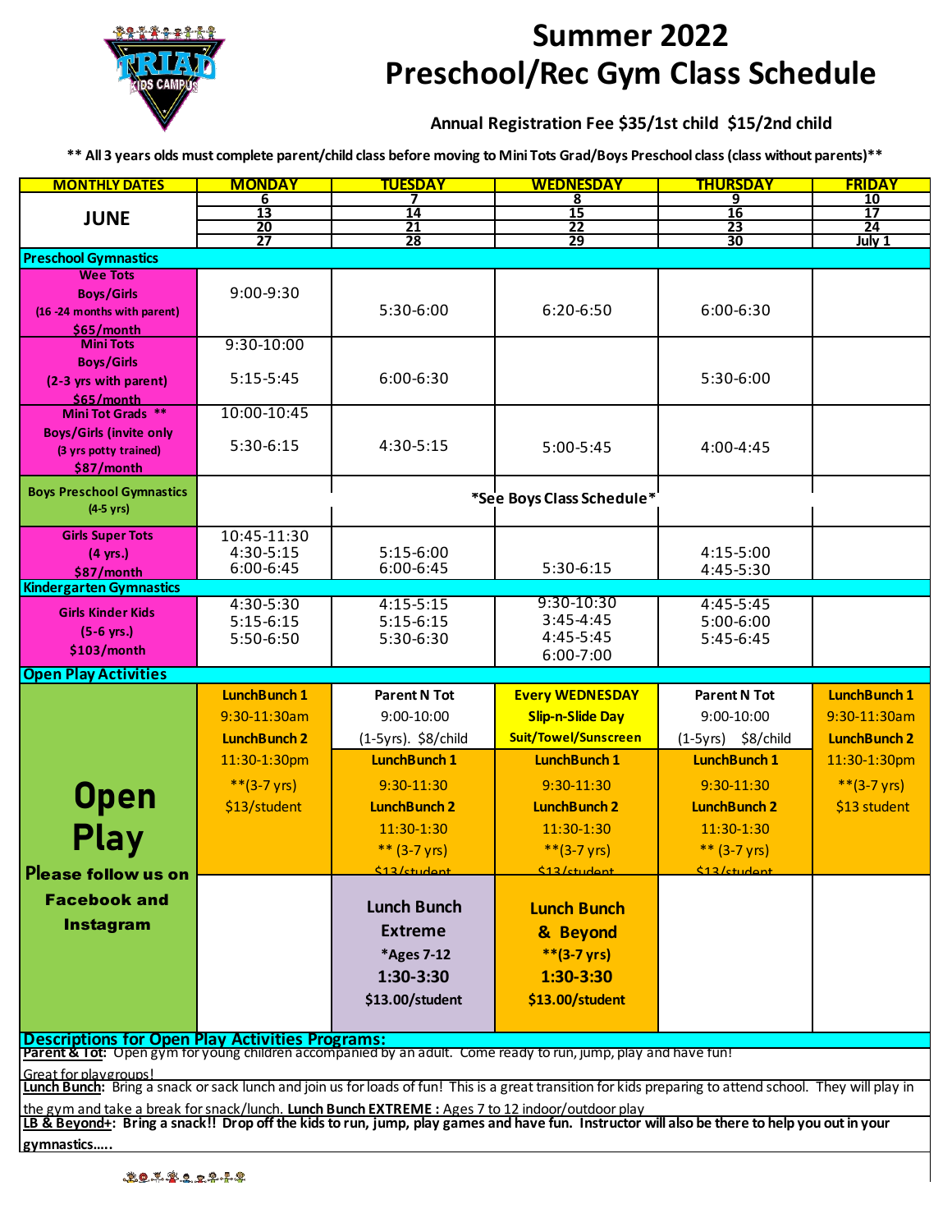# Summer 2022
# Preschool/Rec Gym Class Schedule

**Annual Registration Fee $35/1st child $15/2nd child**

**** All 3 years olds must complete parent/child class before moving to Mini Tots Grad/Boys Preschool class (class without parents)****

| MONTHLY DATES | MONDAY | TUESDAY | WEDNESDAY | THURSDAY | FRIDAY |
|---|---|---|---|---|---|
| JUNE | 6<br>13<br>20<br>27 | 7<br>14<br>21<br>28 | 8<br>15<br>22<br>29 | 9<br>16<br>23<br>30 | 10<br>17<br>24<br>July 1 |
| **Preschool Gymnastics** | | | | | |
| **Wee Tots**<br>**Boys/Girls**<br>**(16 -24 months with parent)**<br>**$65/month** | 9:00-9:30 | 5:30-6:00 | 6:20-6:50 | 6:00-6:30 | |
| **Mini Tots**<br>**Boys/Girls**<br>**(2-3 yrs with parent)**<br>**$65/month** | 9:30-10:00<br>5:15-5:45 | 6:00-6:30 | | 5:30-6:00 | |
| **Mini Tot Grads \*\***<br>**Boys/Girls (invite only**<br>**(3 yrs potty trained)**<br>**$87/month** | 10:00-10:45<br>5:30-6:15 | 4:30-5:15 | 5:00-5:45 | 4:00-4:45 | |
| **Boys Preschool Gymnastics**<br>**(4-5 yrs)** | *See Boys Class Schedule* | | | | |
| **Girls Super Tots**<br>**(4 yrs.)**<br>**$87/month** | 10:45-11:30<br>4:30-5:15<br>6:00-6:45 | 5:15-6:00<br>6:00-6:45 | 5:30-6:15 | 4:15-5:00<br>4:45-5:30 | |
| **Kindergarten Gymnastics** | | | | | |
| **Girls Kinder Kids**<br>**(5-6 yrs.)**<br>**$103/month** | 4:30-5:30<br>5:15-6:15<br>5:50-6:50 | 4:15-5:15<br>5:15-6:15<br>5:30-6:30 | 9:30-10:30<br>3:45-4:45<br>4:45-5:45<br>6:00-7:00 | 4:45-5:45<br>5:00-6:00<br>5:45-6:45 | |
| **Open Play Activities** | | | | | |
| **Open Play**<br>**Please follow us on Facebook and Instagram** | **LunchBunch 1**<br>9:30-11:30am<br>**LunchBunch 2**<br>11:30-1:30pm<br>**(3-7 yrs)<br>$13/student | **Parent N Tot**<br>9:00-10:00<br>(1-5yrs). $8/child<br>**LunchBunch 1**<br>9:30-11:30<br>**LunchBunch 2**<br>11:30-1:30<br>** (3-7 yrs)<br>$13/student | **Every WEDNESDAY**<br>**Slip-n-Slide Day**<br>**Suit/Towel/Sunscreen**<br>**LunchBunch 1**<br>9:30-11:30<br>**LunchBunch 2**<br>11:30-1:30<br>**(3-7 yrs)<br>$13/student | **Parent N Tot**<br>9:00-10:00<br>(1-5yrs) $8/child<br>**LunchBunch 1**<br>9:30-11:30<br>**LunchBunch 2**<br>11:30-1:30<br>** (3-7 yrs)<br>$13/student | **LunchBunch 1**<br>9:30-11:30am<br>**LunchBunch 2**<br>11:30-1:30pm<br>**(3-7 yrs)<br>$13 student |
| | | **Lunch Bunch Extreme**<br>*Ages 7-12<br>**1:30-3:30**<br>**$13.00/student** | **Lunch Bunch & Beyond**<br>**(3-7 yrs)<br>**1:30-3:30**<br>**$13.00/student** | | |

**Descriptions for Open Play Activities Programs:**

**Parent & Tot:** Open gym for young children accompanied by an adult. Come ready to run, jump, play and have fun! Great for playgroups!

**Lunch Bunch:** Bring a snack or sack lunch and join us for loads of fun! This is a great transition for kids preparing to attend school. They will play in the gym and take a break for snack/lunch. **Lunch Bunch EXTREME :** Ages 7 to 12 indoor/outdoor play

**LB & Beyond+: Bring a snack!! Drop off the kids to run, jump, play games and have fun. Instructor will also be there to help you out in your gymnastics.....**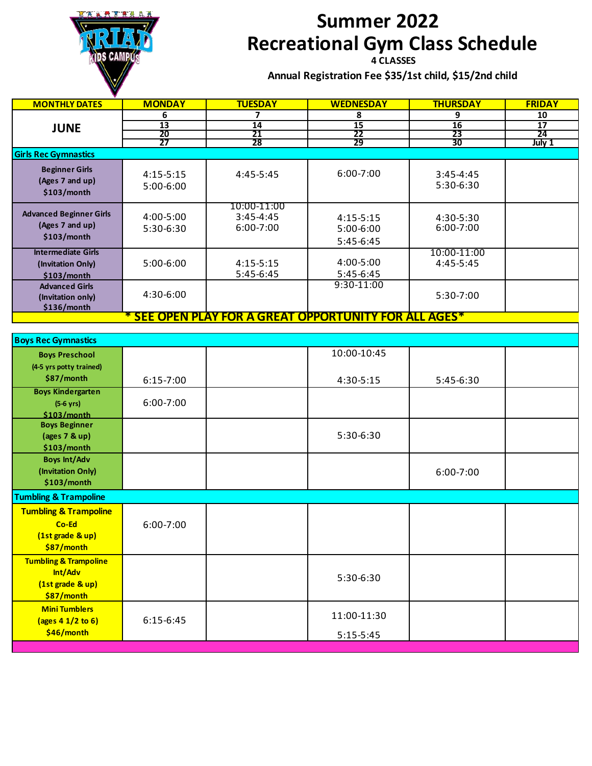# Summer 2022
# Recreational Gym Class Schedule

**4 CLASSES**

**Annual Registration Fee $35/1st child, $15/2nd child**

| MONTHLY DATES | MONDAY | TUESDAY | WEDNESDAY | THURSDAY | FRIDAY |
|---|---|---|---|---|---|
| **JUNE** | 6<br>13<br>20<br>27 | 7<br>14<br>21<br>28 | 8<br>15<br>22<br>29 | 9<br>16<br>23<br>30 | 10<br>17<br>24<br>July 1 |
| **Girls Rec Gymnastics** | | | | | |
| **Beginner Girls (Ages 7 and up) $103/month** | 4:15-5:15<br>5:00-6:00 | 4:45-5:45 | 6:00-7:00 | 3:45-4:45<br>5:30-6:30 | |
| **Advanced Beginner Girls (Ages 7 and up) $103/month** | 4:00-5:00<br>5:30-6:30 | 10:00-11:00<br>3:45-4:45<br>6:00-7:00 | 4:15-5:15<br>5:00-6:00<br>5:45-6:45 | 4:30-5:30<br>6:00-7:00 | |
| **Intermediate Girls (Invitation Only) $103/month** | 5:00-6:00 | 4:15-5:15<br>5:45-6:45 | 4:00-5:00<br>5:45-6:45 | 10:00-11:00<br>4:45-5:45 | |
| **Advanced Girls (Invitation only) $136/month** | 4:30-6:00 | | 9:30-11:00 | 5:30-7:00 | |
| **\* SEE OPEN PLAY FOR A GREAT OPPORTUNITY FOR ALL AGES\*** | | | | | |
| **Boys Rec Gymnastics** | | | | | |
| **Boys Preschool (4-5 yrs potty trained) $87/month** | 6:15-7:00 | | 10:00-10:45<br>4:30-5:15 | 5:45-6:30 | |
| **Boys Kindergarten (5-6 yrs) $103/month** | 6:00-7:00 | | | | |
| **Boys Beginner (ages 7 & up) $103/month** | | | 5:30-6:30 | | |
| **Boys Int/Adv (Invitation Only) $103/month** | | | | 6:00-7:00 | |
| **Tumbling & Trampoline** | | | | | |
| **Tumbling & Trampoline Co-Ed (1st grade & up) $87/month** | 6:00-7:00 | | | | |
| **Tumbling & Trampoline Int/Adv (1st grade & up) $87/month** | | | 5:30-6:30 | | |
| **Mini Tumblers (ages 4 1/2 to 6) $46/month** | 6:15-6:45 | | 11:00-11:30<br>5:15-5:45 | | |